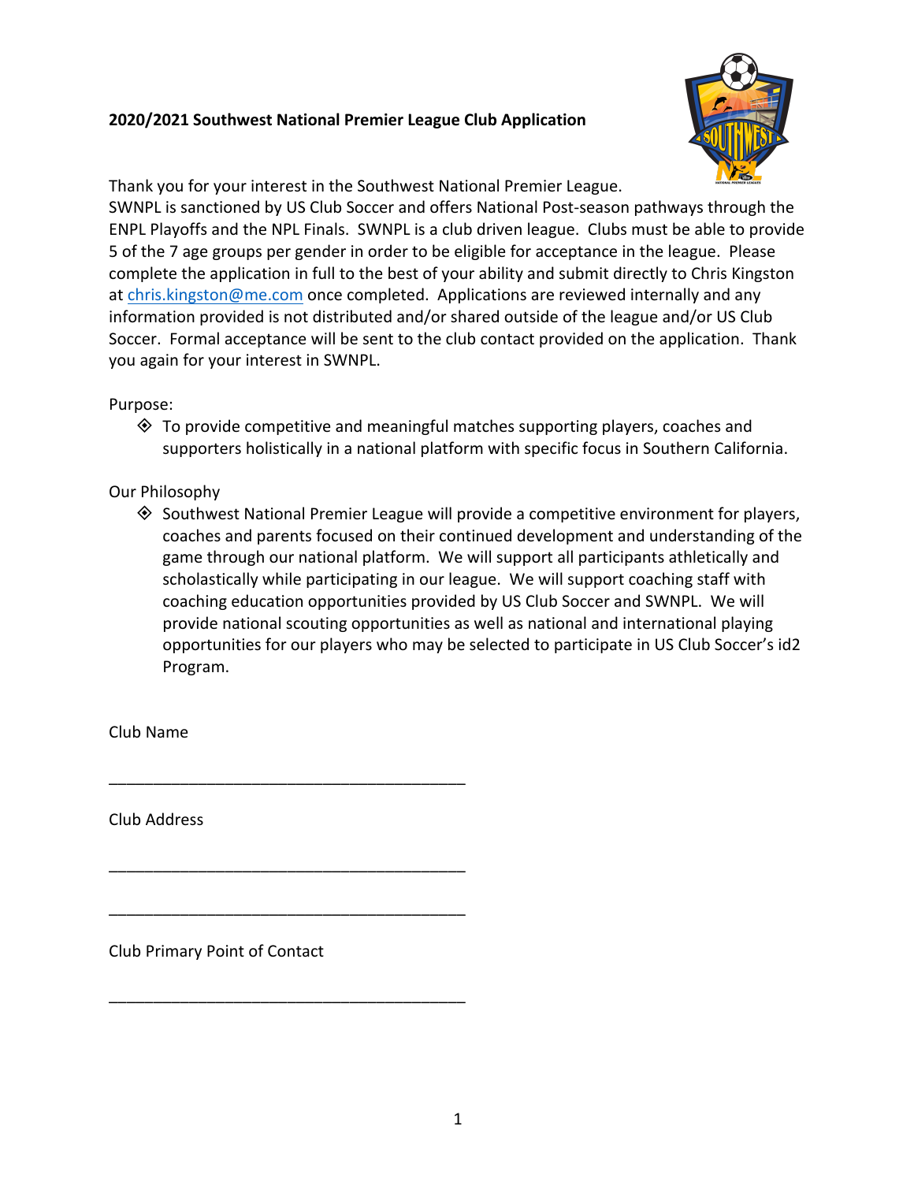**2020/2021 Southwest National Premier League Club Application**

Thank you for your interest in the Southwest National Premier League. SWNPL is sanctioned by US Club Soccer and offers National Post-season pathways through the ENPL Playoffs and the NPL Finals. SWNPL is a club driven league. Clubs must be able to provide 5 of the 7 age groups per gender in order to be eligible for acceptance in the league. Please complete the application in full to the best of your ability and submit directly to Chris Kingston at chris.kingston@me.com once completed. Applications are reviewed internally and any information provided is not distributed and/or shared outside of the league and/or US Club Soccer. Formal acceptance will be sent to the club contact provided on the application. Thank you again for your interest in SWNPL.

Purpose:

- To provide competitive and meaningful matches supporting players, coaches and supporters holistically in a national platform with specific focus in Southern California.

Our Philosophy

- Southwest National Premier League will provide a competitive environment for players, coaches and parents focused on their continued development and understanding of the game through our national platform. We will support all participants athletically and scholastically while participating in our league. We will support coaching staff with coaching education opportunities provided by US Club Soccer and SWNPL. We will provide national scouting opportunities as well as national and international playing opportunities for our players who may be selected to participate in US Club Soccer's id2 Program.

Club Name

_________________________________________

Club Address

_________________________________________

_________________________________________

Club Primary Point of Contact

_________________________________________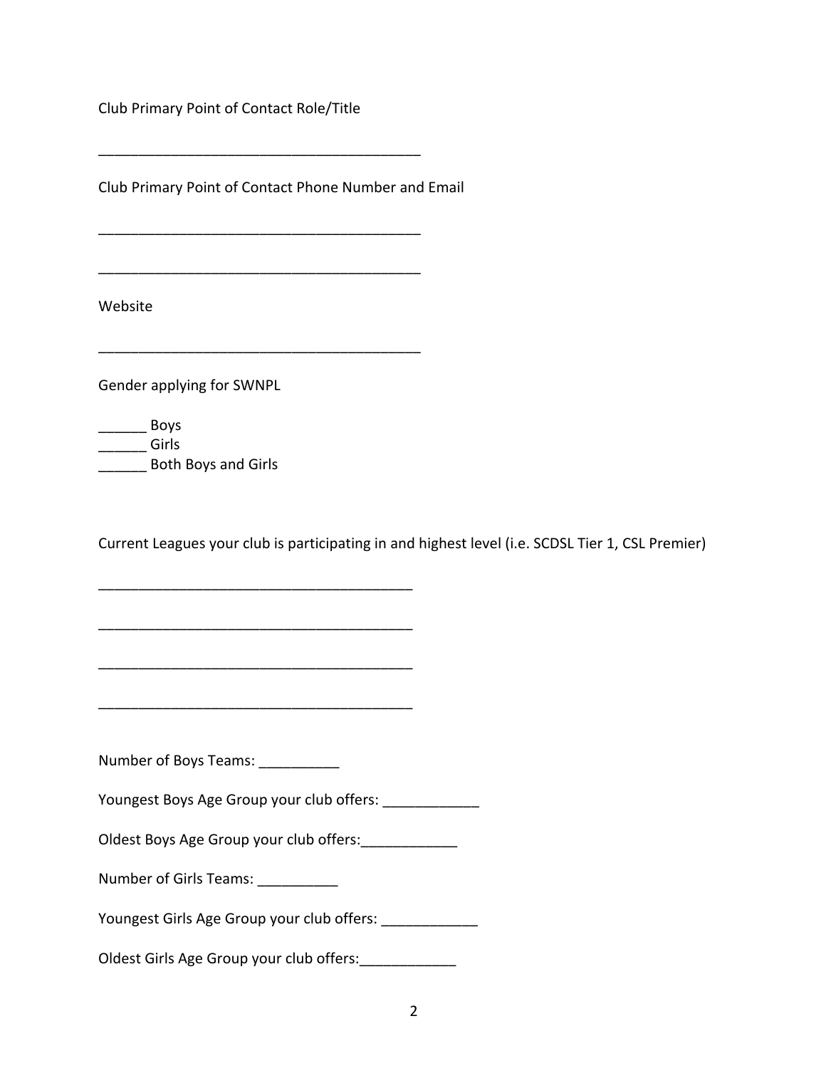Club Primary Point of Contact Role/Title

________________________________________

Club Primary Point of Contact Phone Number and Email

________________________________________

________________________________________

Website

________________________________________

Gender applying for SWNPL

______ Boys
______ Girls
______ Both Boys and Girls

Current Leagues your club is participating in and highest level (i.e. SCDSL Tier 1, CSL Premier)

________________________________________

________________________________________

________________________________________

________________________________________

Number of Boys Teams: __________

Youngest Boys Age Group your club offers: ____________

Oldest Boys Age Group your club offers:____________

Number of Girls Teams: __________

Youngest Girls Age Group your club offers: ____________

Oldest Girls Age Group your club offers:____________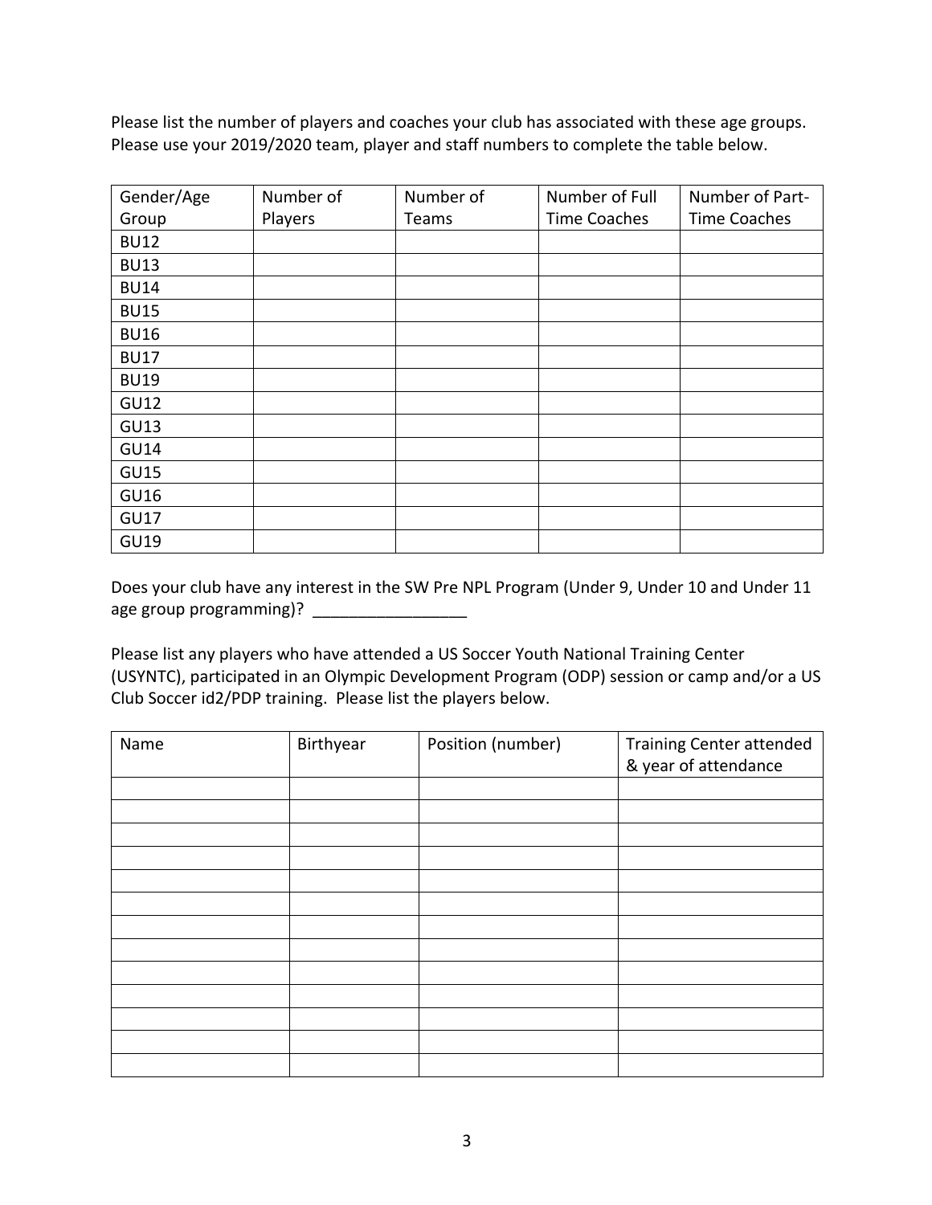Please list the number of players and coaches your club has associated with these age groups. Please use your 2019/2020 team, player and staff numbers to complete the table below.

| Gender/Age Group | Number of Players | Number of Teams | Number of Full Time Coaches | Number of Part-Time Coaches |
|---|---|---|---|---|
| BU12 | | | | |
| BU13 | | | | |
| BU14 | | | | |
| BU15 | | | | |
| BU16 | | | | |
| BU17 | | | | |
| BU19 | | | | |
| GU12 | | | | |
| GU13 | | | | |
| GU14 | | | | |
| GU15 | | | | |
| GU16 | | | | |
| GU17 | | | | |
| GU19 | | | | |

Does your club have any interest in the SW Pre NPL Program (Under 9, Under 10 and Under 11 age group programming)? _________________

Please list any players who have attended a US Soccer Youth National Training Center (USYNTC), participated in an Olympic Development Program (ODP) session or camp and/or a US Club Soccer id2/PDP training. Please list the players below.

| Name | Birthyear | Position (number) | Training Center attended & year of attendance |
|---|---|---|---|
| | | | |
| | | | |
| | | | |
| | | | |
| | | | |
| | | | |
| | | | |
| | | | |
| | | | |
| | | | |
| | | | |
| | | | |
| | | | |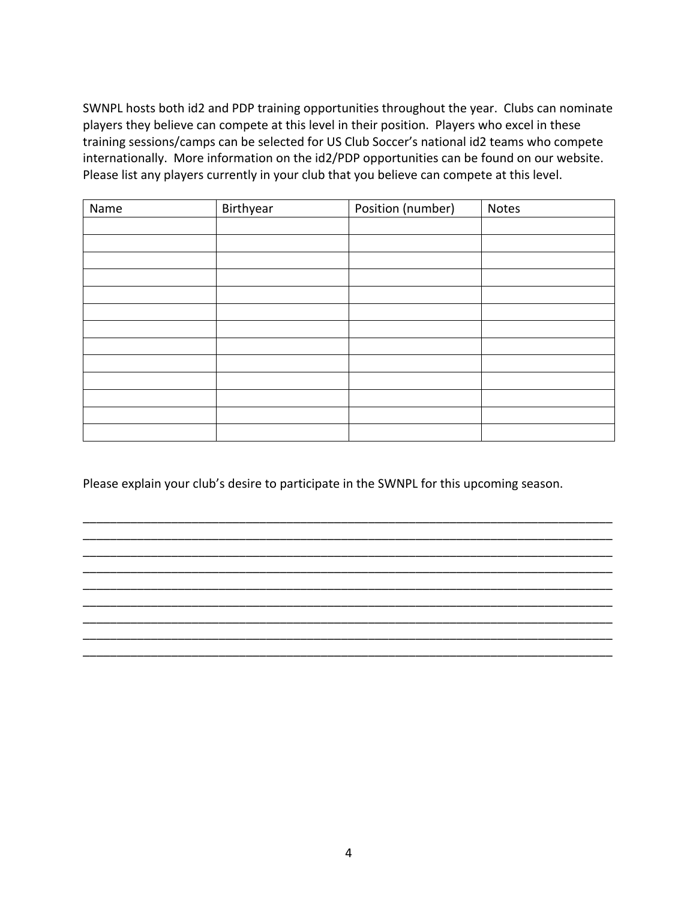SWNPL hosts both id2 and PDP training opportunities throughout the year. Clubs can nominate players they believe can compete at this level in their position. Players who excel in these training sessions/camps can be selected for US Club Soccer's national id2 teams who compete internationally. More information on the id2/PDP opportunities can be found on our website. Please list any players currently in your club that you believe can compete at this level.

| Name | Birthyear | Position (number) | Notes |
|---|---|---|---|
| | | | |
| | | | |
| | | | |
| | | | |
| | | | |
| | | | |
| | | | |
| | | | |
| | | | |
| | | | |
| | | | |
| | | | |
| | | | |

Please explain your club's desire to participate in the SWNPL for this upcoming season.

______________________________________________________________________________
______________________________________________________________________________
______________________________________________________________________________
______________________________________________________________________________
______________________________________________________________________________
______________________________________________________________________________
______________________________________________________________________________
______________________________________________________________________________
______________________________________________________________________________